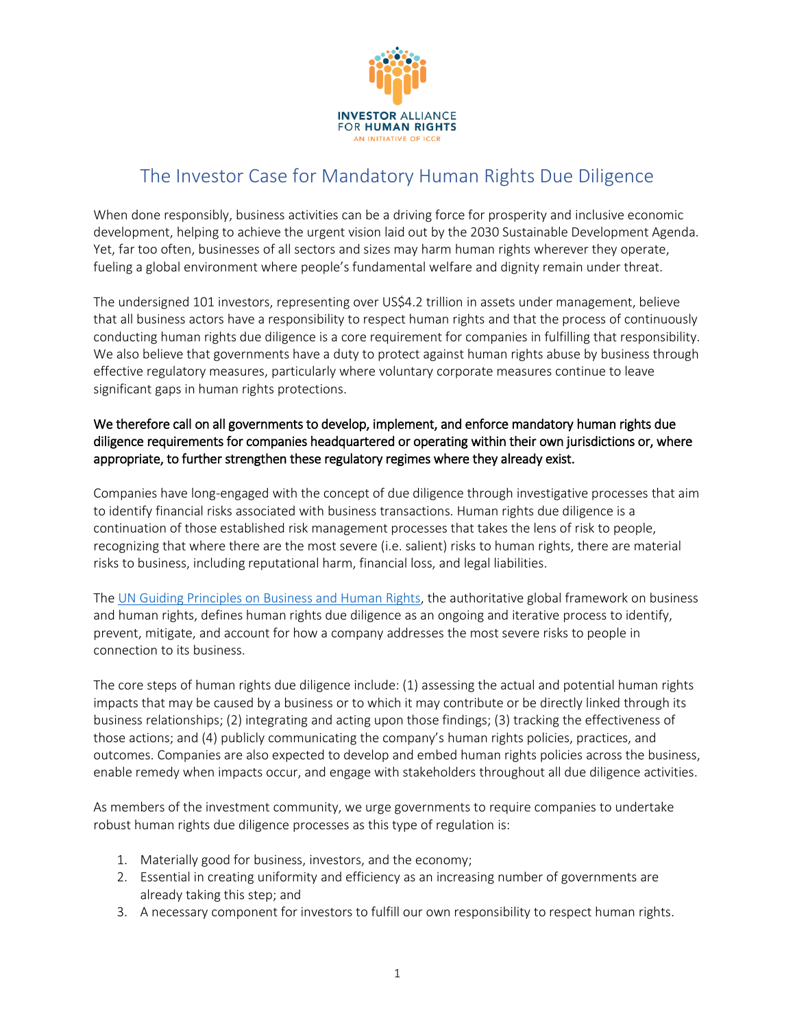INVESTOR ALLIANCE FOR HUMAN RIGHTS

AN INITIATIVE OF ICCR

# The Investor Case for Mandatory Human Rights Due Diligence

When done responsibly, business activities can be a driving force for prosperity and inclusive economic development, helping to achieve the urgent vision laid out by the 2030 Sustainable Development Agenda. Yet, far too often, businesses of all sectors and sizes may harm human rights wherever they operate, fueling a global environment where people's fundamental welfare and dignity remain under threat.

The undersigned 101 investors, representing over US$4.2 trillion in assets under management, believe that all business actors have a responsibility to respect human rights and that the process of continuously conducting human rights due diligence is a core requirement for companies in fulfilling that responsibility. We also believe that governments have a duty to protect against human rights abuse by business through effective regulatory measures, particularly where voluntary corporate measures continue to leave significant gaps in human rights protections.

**We therefore call on all governments to develop, implement, and enforce mandatory human rights due diligence requirements for companies headquartered or operating within their own jurisdictions or, where appropriate, to further strengthen these regulatory regimes where they already exist.**

Companies have long-engaged with the concept of due diligence through investigative processes that aim to identify financial risks associated with business transactions. Human rights due diligence is a continuation of those established risk management processes that takes the lens of risk to people, recognizing that where there are the most severe (i.e. salient) risks to human rights, there are material risks to business, including reputational harm, financial loss, and legal liabilities.

The UN Guiding Principles on Business and Human Rights, the authoritative global framework on business and human rights, defines human rights due diligence as an ongoing and iterative process to identify, prevent, mitigate, and account for how a company addresses the most severe risks to people in connection to its business.

The core steps of human rights due diligence include: (1) assessing the actual and potential human rights impacts that may be caused by a business or to which it may contribute or be directly linked through its business relationships; (2) integrating and acting upon those findings; (3) tracking the effectiveness of those actions; and (4) publicly communicating the company's human rights policies, practices, and outcomes. Companies are also expected to develop and embed human rights policies across the business, enable remedy when impacts occur, and engage with stakeholders throughout all due diligence activities.

As members of the investment community, we urge governments to require companies to undertake robust human rights due diligence processes as this type of regulation is:

1. Materially good for business, investors, and the economy;
2. Essential in creating uniformity and efficiency as an increasing number of governments are already taking this step; and
3. A necessary component for investors to fulfill our own responsibility to respect human rights.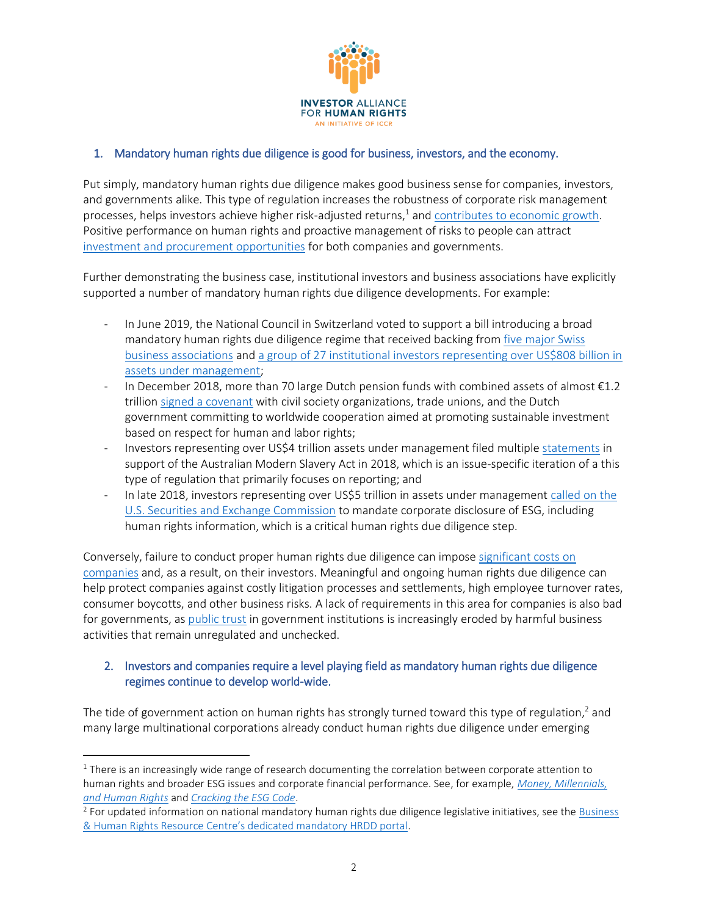INVESTOR ALLIANCE FOR HUMAN RIGHTS
AN INITIATIVE OF ICCR

## 1. Mandatory human rights due diligence is good for business, investors, and the economy.

Put simply, mandatory human rights due diligence makes good business sense for companies, investors, and governments alike. This type of regulation increases the robustness of corporate risk management processes, helps investors achieve higher risk-adjusted returns,[1] and contributes to economic growth. Positive performance on human rights and proactive management of risks to people can attract investment and procurement opportunities for both companies and governments.

Further demonstrating the business case, institutional investors and business associations have explicitly supported a number of mandatory human rights due diligence developments. For example:

- In June 2019, the National Council in Switzerland voted to support a bill introducing a broad mandatory human rights due diligence regime that received backing from five major Swiss business associations and a group of 27 institutional investors representing over US$808 billion in assets under management;
- In December 2018, more than 70 large Dutch pension funds with combined assets of almost €1.2 trillion signed a covenant with civil society organizations, trade unions, and the Dutch government committing to worldwide cooperation aimed at promoting sustainable investment based on respect for human and labor rights;
- Investors representing over US$4 trillion assets under management filed multiple statements in support of the Australian Modern Slavery Act in 2018, which is an issue-specific iteration of a this type of regulation that primarily focuses on reporting; and
- In late 2018, investors representing over US$5 trillion in assets under management called on the U.S. Securities and Exchange Commission to mandate corporate disclosure of ESG, including human rights information, which is a critical human rights due diligence step.

Conversely, failure to conduct proper human rights due diligence can impose significant costs on companies and, as a result, on their investors. Meaningful and ongoing human rights due diligence can help protect companies against costly litigation processes and settlements, high employee turnover rates, consumer boycotts, and other business risks. A lack of requirements in this area for companies is also bad for governments, as public trust in government institutions is increasingly eroded by harmful business activities that remain unregulated and unchecked.

## 2. Investors and companies require a level playing field as mandatory human rights due diligence regimes continue to develop world-wide.

The tide of government action on human rights has strongly turned toward this type of regulation,[2] and many large multinational corporations already conduct human rights due diligence under emerging

---

[1] There is an increasingly wide range of research documenting the correlation between corporate attention to human rights and broader ESG issues and corporate financial performance. See, for example, *Money, Millennials, and Human Rights* and *Cracking the ESG Code*.

[2] For updated information on national mandatory human rights due diligence legislative initiatives, see the Business & Human Rights Resource Centre's dedicated mandatory HRDD portal.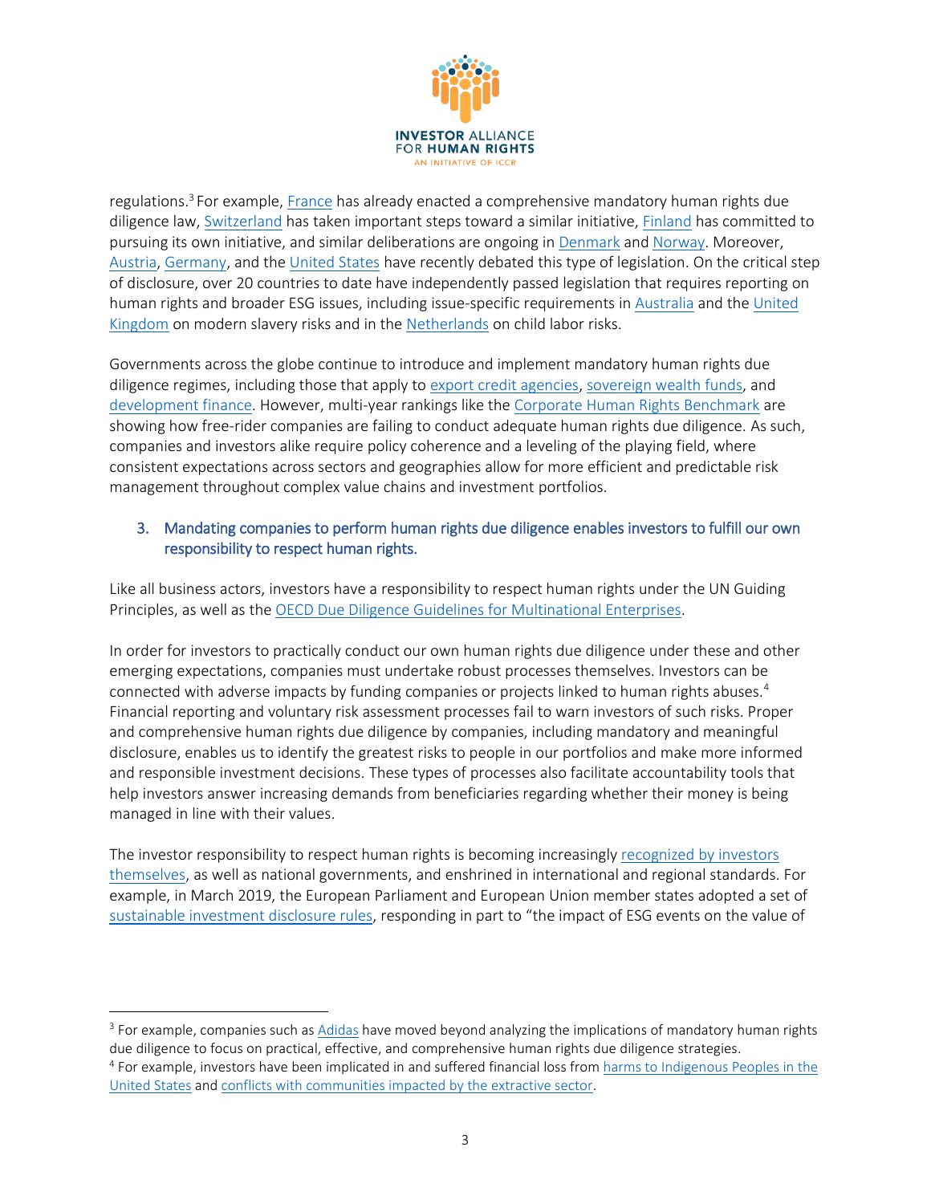regulations.[3] For example, France has already enacted a comprehensive mandatory human rights due diligence law, Switzerland has taken important steps toward a similar initiative, Finland has committed to pursuing its own initiative, and similar deliberations are ongoing in Denmark and Norway. Moreover, Austria, Germany, and the United States have recently debated this type of legislation. On the critical step of disclosure, over 20 countries to date have independently passed legislation that requires reporting on human rights and broader ESG issues, including issue-specific requirements in Australia and the United Kingdom on modern slavery risks and in the Netherlands on child labor risks.

Governments across the globe continue to introduce and implement mandatory human rights due diligence regimes, including those that apply to export credit agencies, sovereign wealth funds, and development finance. However, multi-year rankings like the Corporate Human Rights Benchmark are showing how free-rider companies are failing to conduct adequate human rights due diligence. As such, companies and investors alike require policy coherence and a leveling of the playing field, where consistent expectations across sectors and geographies allow for more efficient and predictable risk management throughout complex value chains and investment portfolios.

### 3. Mandating companies to perform human rights due diligence enables investors to fulfill our own responsibility to respect human rights.

Like all business actors, investors have a responsibility to respect human rights under the UN Guiding Principles, as well as the OECD Due Diligence Guidelines for Multinational Enterprises.

In order for investors to practically conduct our own human rights due diligence under these and other emerging expectations, companies must undertake robust processes themselves. Investors can be connected with adverse impacts by funding companies or projects linked to human rights abuses.[4] Financial reporting and voluntary risk assessment processes fail to warn investors of such risks. Proper and comprehensive human rights due diligence by companies, including mandatory and meaningful disclosure, enables us to identify the greatest risks to people in our portfolios and make more informed and responsible investment decisions. These types of processes also facilitate accountability tools that help investors answer increasing demands from beneficiaries regarding whether their money is being managed in line with their values.

The investor responsibility to respect human rights is becoming increasingly recognized by investors themselves, as well as national governments, and enshrined in international and regional standards. For example, in March 2019, the European Parliament and European Union member states adopted a set of sustainable investment disclosure rules, responding in part to "the impact of ESG events on the value of

---

[3] For example, companies such as Adidas have moved beyond analyzing the implications of mandatory human rights due diligence to focus on practical, effective, and comprehensive human rights due diligence strategies.

[4] For example, investors have been implicated in and suffered financial loss from harms to Indigenous Peoples in the United States and conflicts with communities impacted by the extractive sector.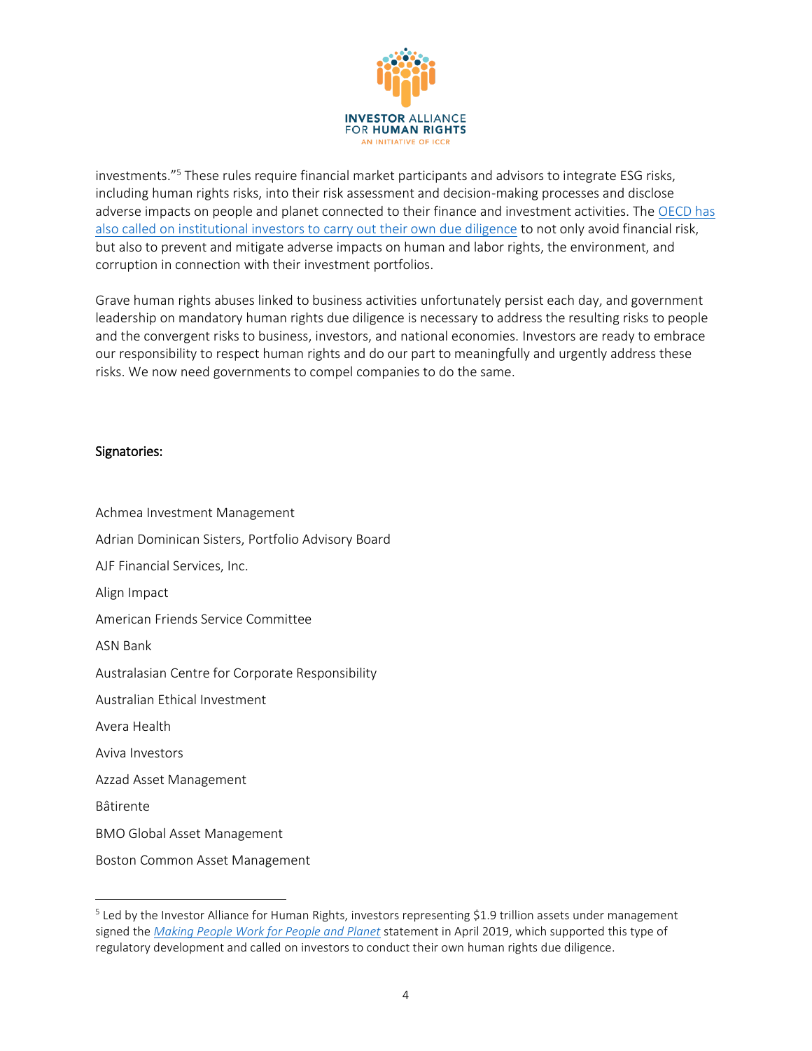investments."[5] These rules require financial market participants and advisors to integrate ESG risks, including human rights risks, into their risk assessment and decision-making processes and disclose adverse impacts on people and planet connected to their finance and investment activities. The OECD has also called on institutional investors to carry out their own due diligence to not only avoid financial risk, but also to prevent and mitigate adverse impacts on human and labor rights, the environment, and corruption in connection with their investment portfolios.

Grave human rights abuses linked to business activities unfortunately persist each day, and government leadership on mandatory human rights due diligence is necessary to address the resulting risks to people and the convergent risks to business, investors, and national economies. Investors are ready to embrace our responsibility to respect human rights and do our part to meaningfully and urgently address these risks. We now need governments to compel companies to do the same.

Signatories:

Achmea Investment Management

Adrian Dominican Sisters, Portfolio Advisory Board

AJF Financial Services, Inc.

Align Impact

American Friends Service Committee

ASN Bank

Australasian Centre for Corporate Responsibility

Australian Ethical Investment

Avera Health

Aviva Investors

Azzad Asset Management

Bâtirente

BMO Global Asset Management

Boston Common Asset Management

[5] Led by the Investor Alliance for Human Rights, investors representing $1.9 trillion assets under management signed the *Making People Work for People and Planet* statement in April 2019, which supported this type of regulatory development and called on investors to conduct their own human rights due diligence.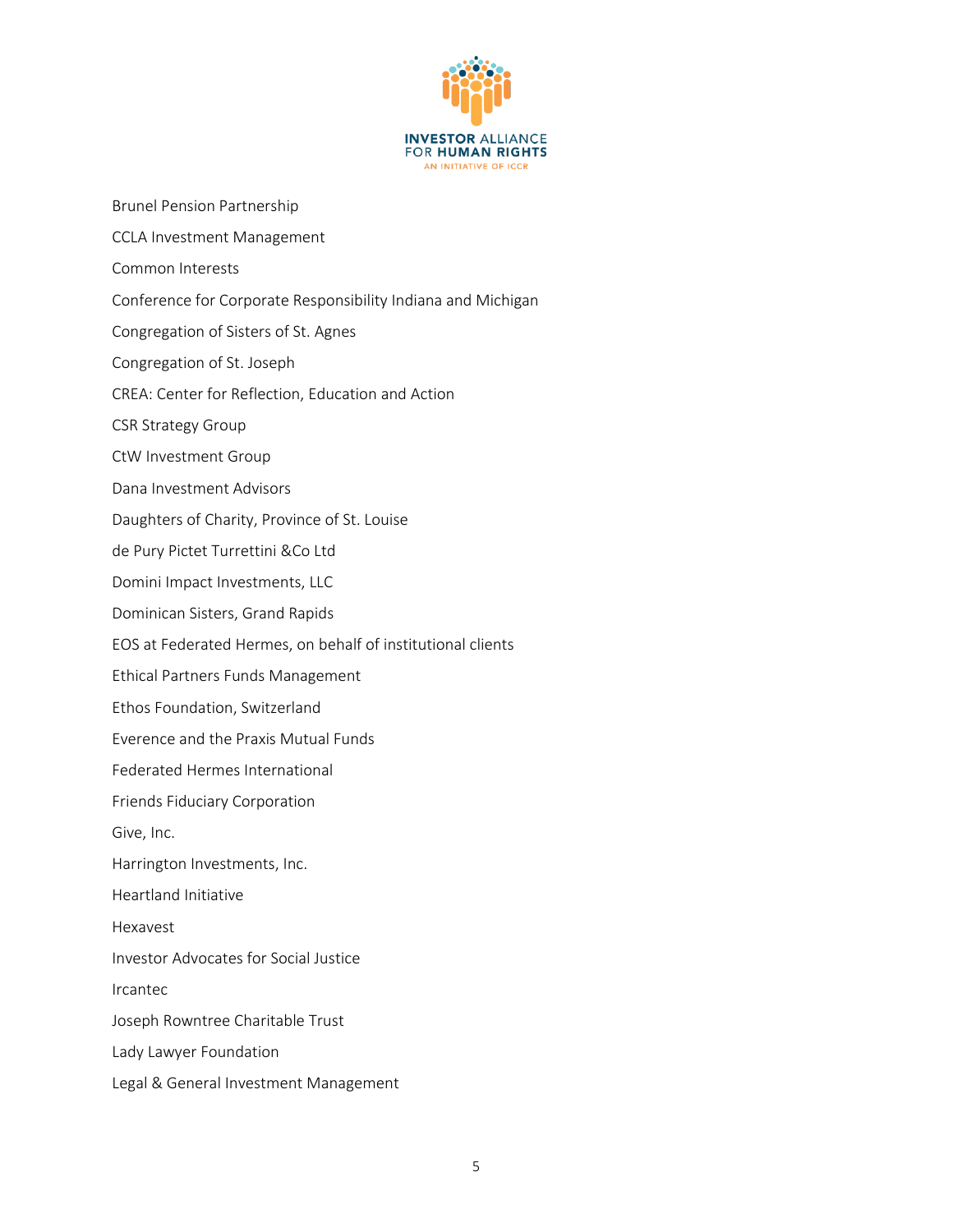Brunel Pension Partnership

CCLA Investment Management

Common Interests

Conference for Corporate Responsibility Indiana and Michigan

Congregation of Sisters of St. Agnes

Congregation of St. Joseph

CREA: Center for Reflection, Education and Action

CSR Strategy Group

CtW Investment Group

Dana Investment Advisors

Daughters of Charity, Province of St. Louise

de Pury Pictet Turrettini &Co Ltd

Domini Impact Investments, LLC

Dominican Sisters, Grand Rapids

EOS at Federated Hermes, on behalf of institutional clients

Ethical Partners Funds Management

Ethos Foundation, Switzerland

Everence and the Praxis Mutual Funds

Federated Hermes International

Friends Fiduciary Corporation

Give, Inc.

Harrington Investments, Inc.

Heartland Initiative

Hexavest

Investor Advocates for Social Justice

Ircantec

Joseph Rowntree Charitable Trust

Lady Lawyer Foundation

Legal & General Investment Management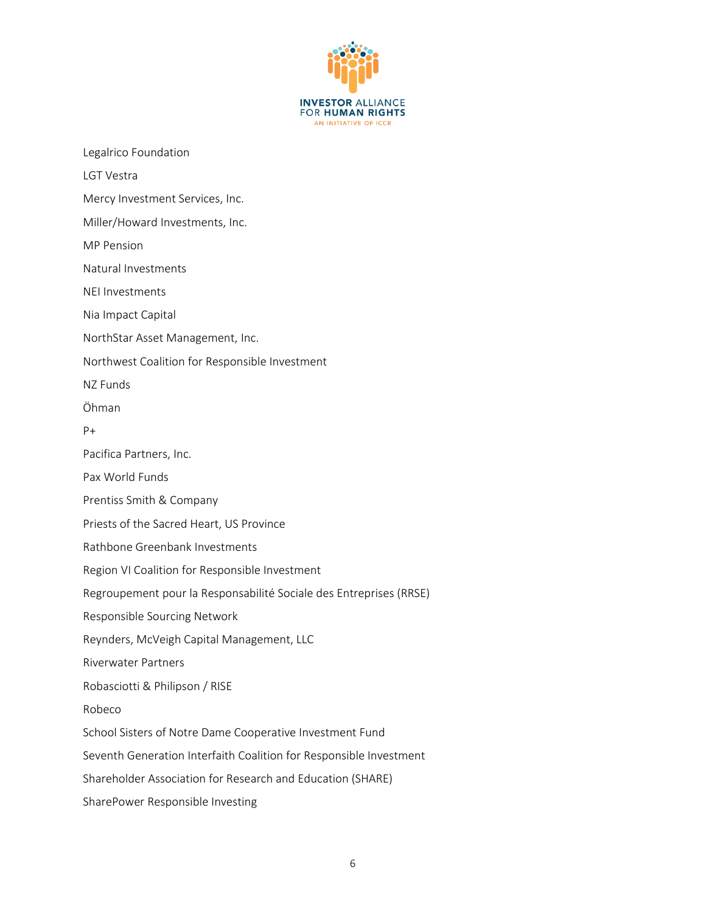Legalrico Foundation

LGT Vestra

Mercy Investment Services, Inc.

Miller/Howard Investments, Inc.

MP Pension

Natural Investments

NEI Investments

Nia Impact Capital

NorthStar Asset Management, Inc.

Northwest Coalition for Responsible Investment

NZ Funds

Öhman

P+

Pacifica Partners, Inc.

Pax World Funds

Prentiss Smith & Company

Priests of the Sacred Heart, US Province

Rathbone Greenbank Investments

Region VI Coalition for Responsible Investment

Regroupement pour la Responsabilité Sociale des Entreprises (RRSE)

Responsible Sourcing Network

Reynders, McVeigh Capital Management, LLC

Riverwater Partners

Robasciotti & Philipson / RISE

Robeco

School Sisters of Notre Dame Cooperative Investment Fund

Seventh Generation Interfaith Coalition for Responsible Investment

Shareholder Association for Research and Education (SHARE)

SharePower Responsible Investing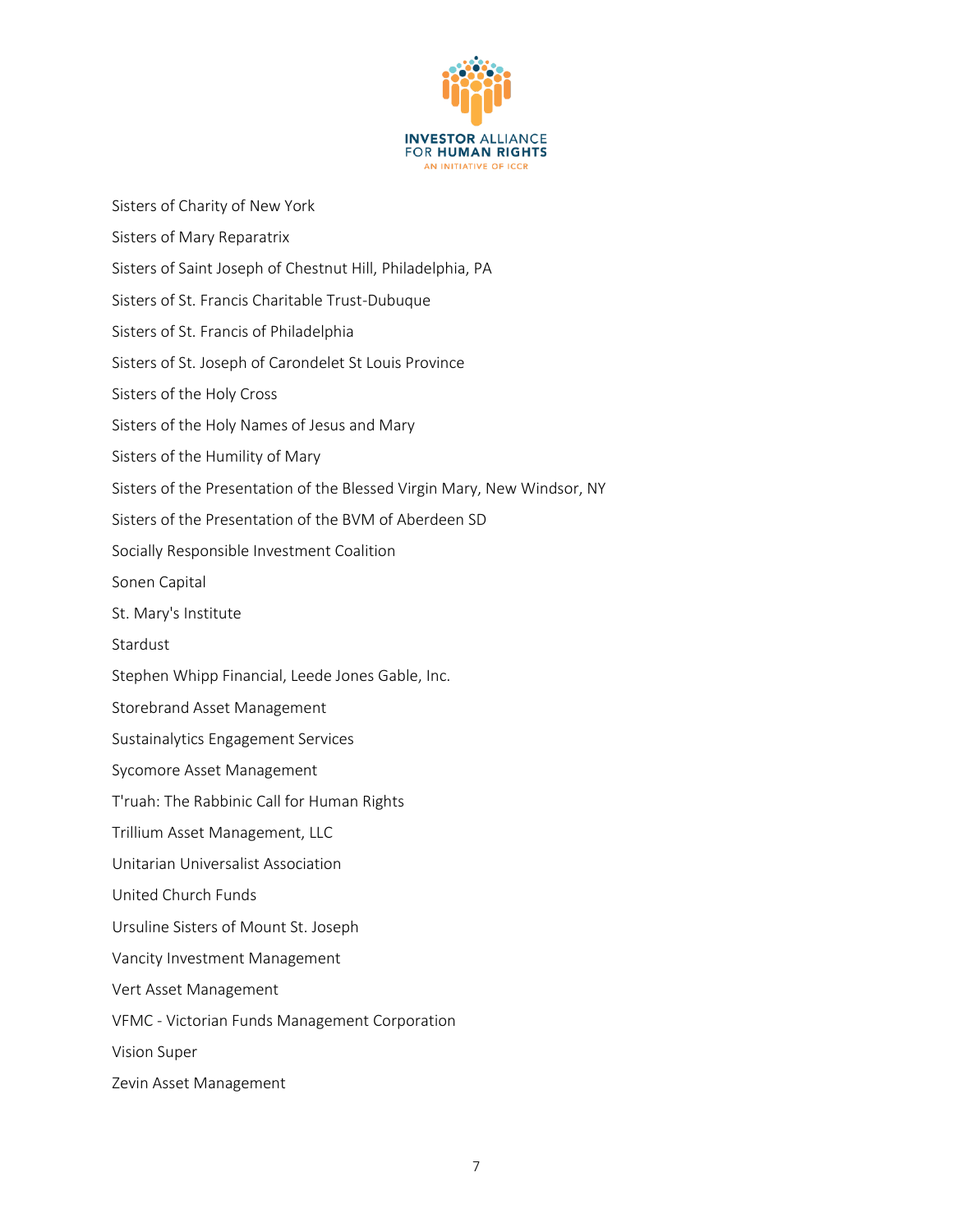Sisters of Charity of New York

Sisters of Mary Reparatrix

Sisters of Saint Joseph of Chestnut Hill, Philadelphia, PA

Sisters of St. Francis Charitable Trust-Dubuque

Sisters of St. Francis of Philadelphia

Sisters of St. Joseph of Carondelet St Louis Province

Sisters of the Holy Cross

Sisters of the Holy Names of Jesus and Mary

Sisters of the Humility of Mary

Sisters of the Presentation of the Blessed Virgin Mary, New Windsor, NY

Sisters of the Presentation of the BVM of Aberdeen SD

Socially Responsible Investment Coalition

Sonen Capital

St. Mary's Institute

Stardust

Stephen Whipp Financial, Leede Jones Gable, Inc.

Storebrand Asset Management

Sustainalytics Engagement Services

Sycomore Asset Management

T'ruah: The Rabbinic Call for Human Rights

Trillium Asset Management, LLC

Unitarian Universalist Association

United Church Funds

Ursuline Sisters of Mount St. Joseph

Vancity Investment Management

Vert Asset Management

VFMC - Victorian Funds Management Corporation

Vision Super

Zevin Asset Management